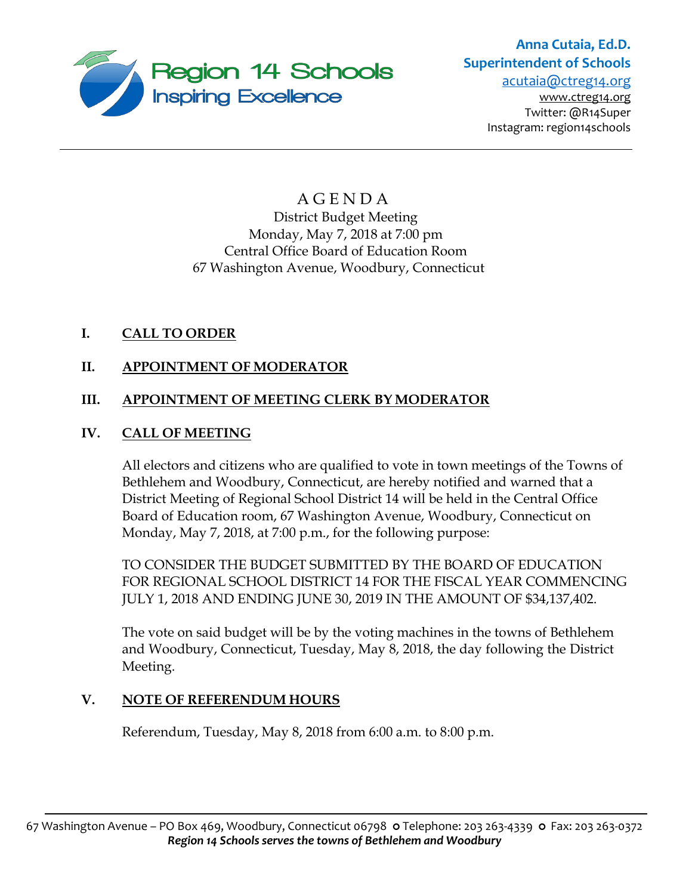Region 14 Schools
Inspiring Excellence

**Anna Cutaia, Ed.D.**
**Superintendent of Schools**
acutaia@ctreg14.org
www.ctreg14.org
Twitter: @R14Super
Instagram: region14schools

---

# A G E N D A

District Budget Meeting
Monday, May 7, 2018 at 7:00 pm
Central Office Board of Education Room
67 Washington Avenue, Woodbury, Connecticut

**I. CALL TO ORDER**

**II. APPOINTMENT OF MODERATOR**

**III. APPOINTMENT OF MEETING CLERK BY MODERATOR**

**IV. CALL OF MEETING**

All electors and citizens who are qualified to vote in town meetings of the Towns of Bethlehem and Woodbury, Connecticut, are hereby notified and warned that a District Meeting of Regional School District 14 will be held in the Central Office Board of Education room, 67 Washington Avenue, Woodbury, Connecticut on Monday, May 7, 2018, at 7:00 p.m., for the following purpose:

TO CONSIDER THE BUDGET SUBMITTED BY THE BOARD OF EDUCATION FOR REGIONAL SCHOOL DISTRICT 14 FOR THE FISCAL YEAR COMMENCING JULY 1, 2018 AND ENDING JUNE 30, 2019 IN THE AMOUNT OF $34,137,402.

The vote on said budget will be by the voting machines in the towns of Bethlehem and Woodbury, Connecticut, Tuesday, May 8, 2018, the day following the District Meeting.

**V. NOTE OF REFERENDUM HOURS**

Referendum, Tuesday, May 8, 2018 from 6:00 a.m. to 8:00 p.m.

---

67 Washington Avenue – PO Box 469, Woodbury, Connecticut 06798 o Telephone: 203 263-4339 o Fax: 203 263-0372
***Region 14 Schools serves the towns of Bethlehem and Woodbury***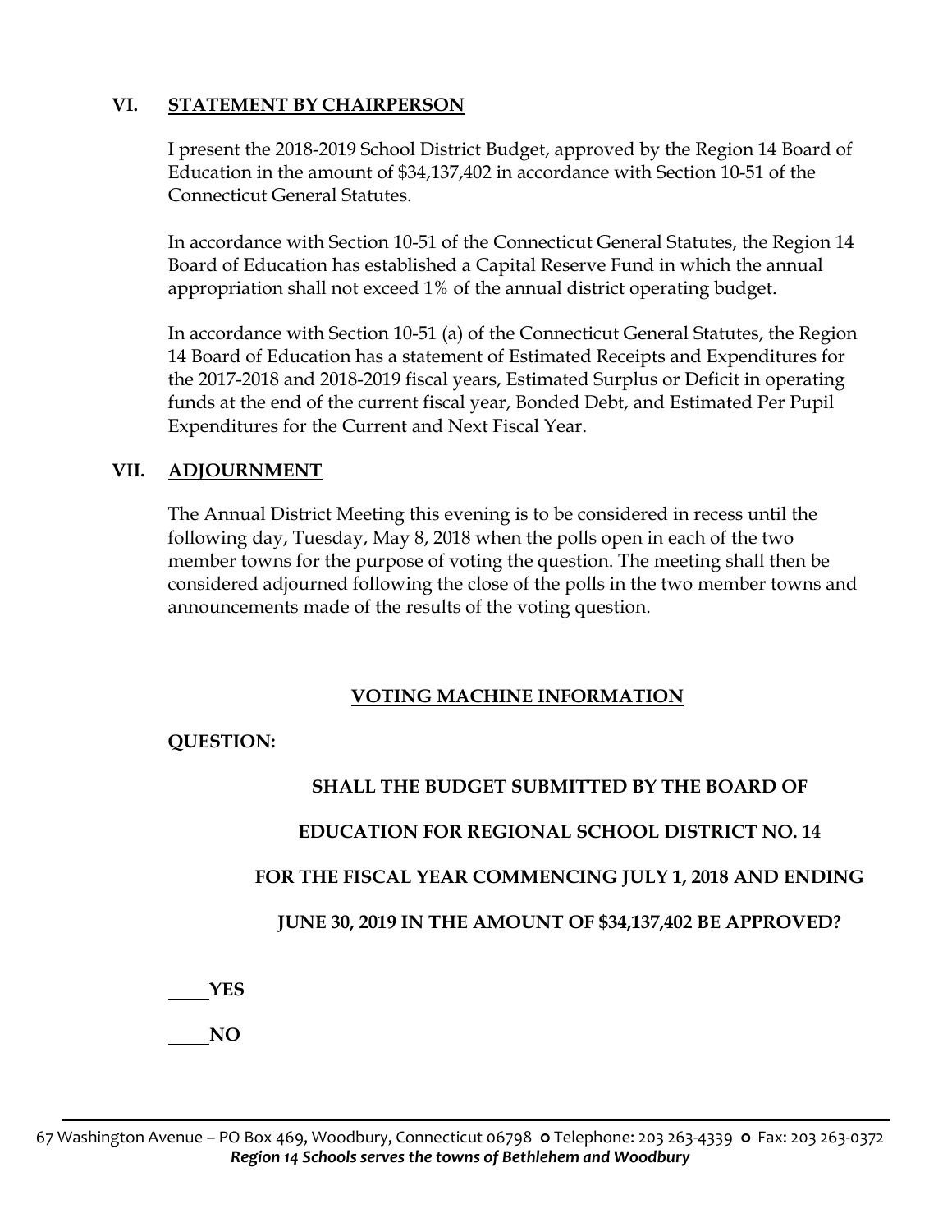## VI. STATEMENT BY CHAIRPERSON

I present the 2018-2019 School District Budget, approved by the Region 14 Board of Education in the amount of $34,137,402 in accordance with Section 10-51 of the Connecticut General Statutes.

In accordance with Section 10-51 of the Connecticut General Statutes, the Region 14 Board of Education has established a Capital Reserve Fund in which the annual appropriation shall not exceed 1% of the annual district operating budget.

In accordance with Section 10-51 (a) of the Connecticut General Statutes, the Region 14 Board of Education has a statement of Estimated Receipts and Expenditures for the 2017-2018 and 2018-2019 fiscal years, Estimated Surplus or Deficit in operating funds at the end of the current fiscal year, Bonded Debt, and Estimated Per Pupil Expenditures for the Current and Next Fiscal Year.

## VII. ADJOURNMENT

The Annual District Meeting this evening is to be considered in recess until the following day, Tuesday, May 8, 2018 when the polls open in each of the two member towns for the purpose of voting the question. The meeting shall then be considered adjourned following the close of the polls in the two member towns and announcements made of the results of the voting question.

## VOTING MACHINE INFORMATION

**QUESTION:**

**SHALL THE BUDGET SUBMITTED BY THE BOARD OF EDUCATION FOR REGIONAL SCHOOL DISTRICT NO. 14 FOR THE FISCAL YEAR COMMENCING JULY 1, 2018 AND ENDING JUNE 30, 2019 IN THE AMOUNT OF $34,137,402 BE APPROVED?**

\_\_\_\_**YES**

\_\_\_\_**NO**

67 Washington Avenue – PO Box 469, Woodbury, Connecticut 06798 o Telephone: 203 263-4339 o Fax: 203 263-0372
***Region 14 Schools serves the towns of Bethlehem and Woodbury***